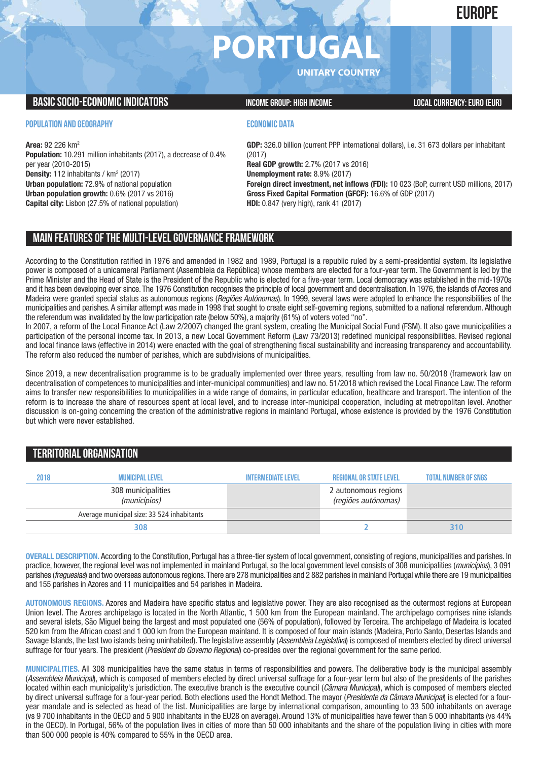EUROPE

# PORTUGAL

UNITARY COUNTRY

## BASIC SOCIO-ECONOMIC INDICATORS

INCOME GROUP: HIGH INCOME

LOCAL CURRENCY: EURO (EUR)

### POPULATION AND GEOGRAPHY

**Area:** 92 226 km²
**Population:** 10.291 million inhabitants (2017), a decrease of 0.4% per year (2010-2015)
**Density:** 112 inhabitants / km² (2017)
**Urban population:** 72.9% of national population
**Urban population growth:** 0.6% (2017 vs 2016)
**Capital city:** Lisbon (27.5% of national population)

### ECONOMIC DATA

**GDP:** 326.0 billion (current PPP international dollars), i.e. 31 673 dollars per inhabitant (2017)
**Real GDP growth:** 2.7% (2017 vs 2016)
**Unemployment rate:** 8.9% (2017)
**Foreign direct investment, net inflows (FDI):** 10 023 (BoP, current USD millions, 2017)
**Gross Fixed Capital Formation (GFCF):** 16.6% of GDP (2017)
**HDI:** 0.847 (very high), rank 41 (2017)

## MAIN FEATURES OF THE MULTI-LEVEL GOVERNANCE FRAMEWORK

According to the Constitution ratified in 1976 and amended in 1982 and 1989, Portugal is a republic ruled by a semi-presidential system. Its legislative power is composed of a unicameral Parliament (Assembleia da República) whose members are elected for a four-year term. The Government is led by the Prime Minister and the Head of State is the President of the Republic who is elected for a five-year term. Local democracy was established in the mid-1970s and it has been developing ever since. The 1976 Constitution recognises the principle of local government and decentralisation. In 1976, the islands of Azores and Madeira were granted special status as autonomous regions (*Regiões Autónomas*). In 1999, several laws were adopted to enhance the responsibilities of the municipalities and parishes. A similar attempt was made in 1998 that sought to create eight self-governing regions, submitted to a national referendum. Although the referendum was invalidated by the low participation rate (below 50%), a majority (61%) of voters voted "no".
In 2007, a reform of the Local Finance Act (Law 2/2007) changed the grant system, creating the Municipal Social Fund (FSM). It also gave municipalities a participation of the personal income tax. In 2013, a new Local Government Reform (Law 73/2013) redefined municipal responsibilities. Revised regional and local finance laws (effective in 2014) were enacted with the goal of strengthening fiscal sustainability and increasing transparency and accountability. The reform also reduced the number of parishes, which are subdivisions of municipalities.

Since 2019, a new decentralisation programme is to be gradually implemented over three years, resulting from law no. 50/2018 (framework law on decentralisation of competences to municipalities and inter-municipal communities) and law no. 51/2018 which revised the Local Finance Law. The reform aims to transfer new responsibilities to municipalities in a wide range of domains, in particular education, healthcare and transport. The intention of the reform is to increase the share of resources spent at local level, and to increase inter-municipal cooperation, including at metropolitan level. Another discussion is on-going concerning the creation of the administrative regions in mainland Portugal, whose existence is provided by the 1976 Constitution but which were never established.

## TERRITORIAL ORGANISATION

| 2018 | MUNICIPAL LEVEL | INTERMEDIATE LEVEL | REGIONAL OR STATE LEVEL | TOTAL NUMBER OF SNGS |
|---|---|---|---|---|
| | 308 municipalities (*municípios*) | | 2 autonomous regions (*regiões autónomas*) | |
| | Average municipal size: 33 524 inhabitants | | | |
| | 308 | | 2 | 310 |

**OVERALL DESCRIPTION.** According to the Constitution, Portugal has a three-tier system of local government, consisting of regions, municipalities and parishes. In practice, however, the regional level was not implemented in mainland Portugal, so the local government level consists of 308 municipalities (*municípios*), 3 091 parishes (*freguesias*) and two overseas autonomous regions. There are 278 municipalities and 2 882 parishes in mainland Portugal while there are 19 municipalities and 155 parishes in Azores and 11 municipalities and 54 parishes in Madeira.

**AUTONOMOUS REGIONS.** Azores and Madeira have specific status and legislative power. They are also recognised as the outermost regions at European Union level. The Azores archipelago is located in the North Atlantic, 1 500 km from the European mainland. The archipelago comprises nine islands and several islets, São Miguel being the largest and most populated one (56% of population), followed by Terceira. The archipelago of Madeira is located 520 km from the African coast and 1 000 km from the European mainland. It is composed of four main islands (Madeira, Porto Santo, Desertas Islands and Savage Islands, the last two islands being uninhabited). The legislative assembly (*Assembleia Legislativa*) is composed of members elected by direct universal suffrage for four years. The president (*President do Governo Regional*) co-presides over the regional government for the same period.

**MUNICIPALITIES.** All 308 municipalities have the same status in terms of responsibilities and powers. The deliberative body is the municipal assembly (*Assembleia Municipal*), which is composed of members elected by direct universal suffrage for a four-year term but also of the presidents of the parishes located within each municipality's jurisdiction. The executive branch is the executive council (*Câmara Municipal*), which is composed of members elected by direct universal suffrage for a four-year period. Both elections used the Hondt Method. The mayor (*Presidente da Câmara Municipal*) is elected for a four-year mandate and is selected as head of the list. Municipalities are large by international comparison, amounting to 33 500 inhabitants on average (vs 9 700 inhabitants in the OECD and 5 900 inhabitants in the EU28 on average). Around 13% of municipalities have fewer than 5 000 inhabitants (vs 44% in the OECD). In Portugal, 56% of the population lives in cities of more than 50 000 inhabitants and the share of the population living in cities with more than 500 000 people is 40% compared to 55% in the OECD area.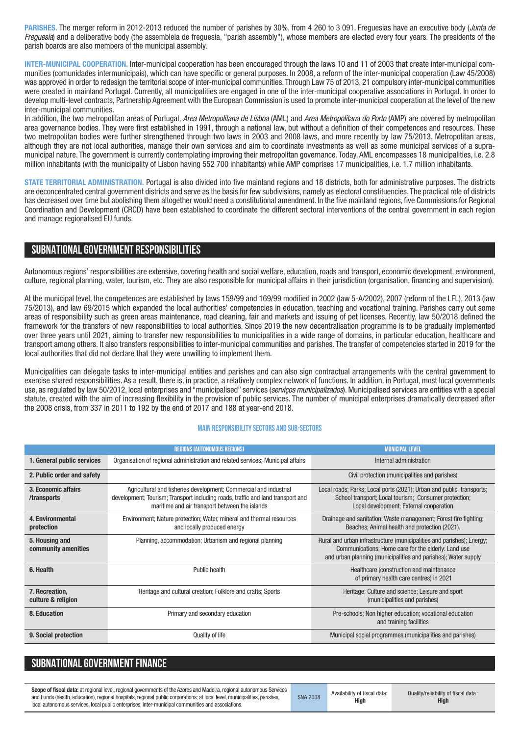**PARISHES.** The merger reform in 2012-2013 reduced the number of parishes by 30%, from 4 260 to 3 091. Freguesias have an executive body (*Junta de Freguesia*) and a deliberative body (the assembleia de freguesia, "parish assembly"), whose members are elected every four years. The presidents of the parish boards are also members of the municipal assembly.

**INTER-MUNICIPAL COOPERATION.** Inter-municipal cooperation has been encouraged through the laws 10 and 11 of 2003 that create inter-municipal communities (comunidades intermunicipais), which can have specific or general purposes. In 2008, a reform of the inter-municipal cooperation (Law 45/2008) was approved in order to redesign the territorial scope of inter-municipal communities. Through Law 75 of 2013, 21 compulsory inter-municipal communities were created in mainland Portugal. Currently, all municipalities are engaged in one of the inter-municipal cooperative associations in Portugal. In order to develop multi-level contracts, Partnership Agreement with the European Commission is used to promote inter-municipal cooperation at the level of the new inter-municipal communities.

In addition, the two metropolitan areas of Portugal, *Area Metropolitana de Lisboa* (AML) and *Area Metropolitana do Porto* (AMP) are covered by metropolitan area governance bodies. They were first established in 1991, through a national law, but without a definition of their competences and resources. These two metropolitan bodies were further strengthened through two laws in 2003 and 2008 laws, and more recently by law 75/2013. Metropolitan areas, although they are not local authorities, manage their own services and aim to coordinate investments as well as some municipal services of a supra-municipal nature. The government is currently contemplating improving their metropolitan governance. Today, AML encompasses 18 municipalities, i.e. 2.8 million inhabitants (with the municipality of Lisbon having 552 700 inhabitants) while AMP comprises 17 municipalities, i.e. 1.7 million inhabitants.

**STATE TERRITORIAL ADMINISTRATION.** Portugal is also divided into five mainland regions and 18 districts, both for administrative purposes. The districts are deconcentrated central government districts and serve as the basis for few subdivisions, namely as electoral constituencies. The practical role of districts has decreased over time but abolishing them altogether would need a constitutional amendment. In the five mainland regions, five Commissions for Regional Coordination and Development (CRCD) have been established to coordinate the different sectoral interventions of the central government in each region and manage regionalised EU funds.

## SUBNATIONAL GOVERNMENT RESPONSIBILITIES

Autonomous regions' responsibilities are extensive, covering health and social welfare, education, roads and transport, economic development, environment, culture, regional planning, water, tourism, etc. They are also responsible for municipal affairs in their jurisdiction (organisation, financing and supervision).

At the municipal level, the competences are established by laws 159/99 and 169/99 modified in 2002 (law 5-A/2002), 2007 (reform of the LFL), 2013 (law 75/2013), and law 69/2015 which expanded the local authorities' competencies in education, teaching and vocational training. Parishes carry out some areas of responsibility such as green areas maintenance, road cleaning, fair and markets and issuing of pet licenses. Recently, law 50/2018 defined the framework for the transfers of new responsibilities to local authorities. Since 2019 the new decentralisation programme is to be gradually implemented over three years until 2021, aiming to transfer new responsibilities to municipalities in a wide range of domains, in particular education, healthcare and transport among others. It also transfers responsibilities to inter-municipal communities and parishes. The transfer of competencies started in 2019 for the local authorities that did not declare that they were unwilling to implement them.

Municipalities can delegate tasks to inter-municipal entities and parishes and can also sign contractual arrangements with the central government to exercise shared responsibilities. As a result, there is, in practice, a relatively complex network of functions. In addition, in Portugal, most local governments use, as regulated by law 50/2012, local enterprises and "municipalised" services (*serviços municipalizados*). Municipalised services are entities with a special statute, created with the aim of increasing flexibility in the provision of public services. The number of municipal enterprises dramatically decreased after the 2008 crisis, from 337 in 2011 to 192 by the end of 2017 and 188 at year-end 2018.

### MAIN RESPONSIBILITY SECTORS AND SUB-SECTORS

| | REGIONS (AUTONOMOUS REGIONS) | MUNICIPAL LEVEL |
|---|---|---|
| **1. General public services** | Organisation of regional administration and related services; Municipal affairs | Internal administration |
| **2. Public order and safety** | | Civil protection (municipalities and parishes) |
| **3. Economic affairs /transports** | Agricultural and fisheries development; Commercial and industrial development; Tourism; Transport including roads, traffic and land transport and maritime and air transport between the islands | Local roads; Parks; Local ports (2021); Urban and public transports; School transport; Local tourism; Consumer protection; Local development; External cooperation |
| **4. Environmental protection** | Environment; Nature protection; Water, mineral and thermal resources and locally produced energy | Drainage and sanitation; Waste management; Forest fire fighting; Beaches; Animal health and protection (2021). |
| **5. Housing and community amenities** | Planning, accommodation; Urbanism and regional planning | Rural and urban infrastructure (municipalities and parishes); Energy; Communications; Home care for the elderly; Land use and urban planning (municipalities and parishes); Water supply |
| **6. Health** | Public health | Healthcare (construction and maintenance of primary health care centres) in 2021 |
| **7. Recreation, culture & religion** | Heritage and cultural creation; Folklore and crafts; Sports | Heritage; Culture and science; Leisure and sport (municipalities and parishes) |
| **8. Education** | Primary and secondary education | Pre-schools; Non higher education; vocational education and training facilities |
| **9. Social protection** | Quality of life | Municipal social programmes (municipalities and parishes) |

## SUBNATIONAL GOVERNMENT FINANCE

| **Scope of fiscal data:** at regional level, regional governments of the Azores and Madeira, regional autonomous Services and Funds (health, education), regional hospitals, regional public corporations; at local level, municipalities, parishes, local autonomous services, local public enterprises, inter-municipal communities and associations. | SNA 2008 | Availability of fiscal data: **High** | Quality/reliability of fiscal data : **High** |
|---|---|---|---|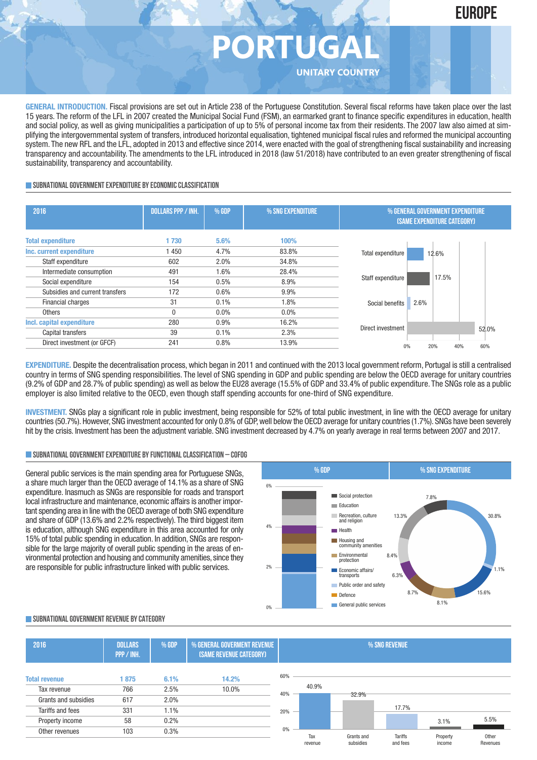# PORTUGAL

EUROPE

UNITARY COUNTRY

**GENERAL INTRODUCTION.** Fiscal provisions are set out in Article 238 of the Portuguese Constitution. Several fiscal reforms have taken place over the last 15 years. The reform of the LFL in 2007 created the Municipal Social Fund (FSM), an earmarked grant to finance specific expenditures in education, health and social policy, as well as giving municipalities a participation of up to 5% of personal income tax from their residents. The 2007 law also aimed at simplifying the intergovernmental system of transfers, introduced horizontal equalisation, tightened municipal fiscal rules and reformed the municipal accounting system. The new RFL and the LFL, adopted in 2013 and effective since 2014, were enacted with the goal of strengthening fiscal sustainability and increasing transparency and accountability. The amendments to the LFL introduced in 2018 (law 51/2018) have contributed to an even greater strengthening of fiscal sustainability, transparency and accountability.

## SUBNATIONAL GOVERNMENT EXPENDITURE BY ECONOMIC CLASSIFICATION

| 2016 | DOLLARS PPP / INH. | % GDP | % SNG EXPENDITURE |
|---|---|---|---|
| **Total expenditure** | **1 730** | **5.6%** | **100%** |
| **Inc. current expenditure** | 1 450 | 4.7% | 83.8% |
| Staff expenditure | 602 | 2.0% | 34.8% |
| Intermediate consumption | 491 | 1.6% | 28.4% |
| Social expenditure | 154 | 0.5% | 8.9% |
| Subsidies and current transfers | 172 | 0.6% | 9.9% |
| Financial charges | 31 | 0.1% | 1.8% |
| Others | 0 | 0.0% | 0.0% |
| **Incl. capital expenditure** | 280 | 0.9% | 16.2% |
| Capital transfers | 39 | 0.1% | 2.3% |
| Direct investment (or GFCF) | 241 | 0.8% | 13.9% |

% GENERAL GOVERNMENT EXPENDITURE (SAME EXPENDITURE CATEGORY)

| Category | % |
|---|---|
| Total expenditure | 12.6% |
| Staff expenditure | 17.5% |
| Social benefits | 2.6% |
| Direct investment | 52.0% |

**EXPENDITURE.** Despite the decentralisation process, which began in 2011 and continued with the 2013 local government reform, Portugal is still a centralised country in terms of SNG spending responsibilities. The level of SNG spending in GDP and public spending are below the OECD average for unitary countries (9.2% of GDP and 28.7% of public spending) as well as below the EU28 average (15.5% of GDP and 33.4% of public expenditure. The SNGs role as a public employer is also limited relative to the OECD, even though staff spending accounts for one-third of SNG expenditure.

**INVESTMENT.** SNGs play a significant role in public investment, being responsible for 52% of total public investment, in line with the OECD average for unitary countries (50.7%). However, SNG investment accounted for only 0.8% of GDP, well below the OECD average for unitary countries (1.7%). SNGs have been severely hit by the crisis. Investment has been the adjustment variable. SNG investment decreased by 4.7% on yearly average in real terms between 2007 and 2017.

## SUBNATIONAL GOVERNMENT EXPENDITURE BY FUNCTIONAL CLASSIFICATION – COFOG

General public services is the main spending area for Portuguese SNGs, a share much larger than the OECD average of 14.1% as a share of SNG expenditure. Inasmuch as SNGs are responsible for roads and transport local infrastructure and maintenance, economic affairs is another important spending area in line with the OECD average of both SNG expenditure and share of GDP (13.6% and 2.2% respectively). The third biggest item is education, although SNG expenditure in this area accounted for only 15% of total public spending in education. In addition, SNGs are responsible for the large majority of overall public spending in the areas of environmental protection and housing and community amenities, since they are responsible for public infrastructure linked with public services.

| Function | % SNG EXPENDITURE |
|---|---|
| Social protection | 7.8% |
| Education | 13.3% |
| Recreation, culture and religion | 8.4% |
| Health | 6.3% |
| Housing and community amenities | 8.7% |
| Environmental protection | 8.1% |
| Economic affairs/transports | 15.6% |
| Public order and safety | 1.1% |
| Defence | |
| General public services | 30.8% |

## SUBNATIONAL GOVERNMENT REVENUE BY CATEGORY

| 2016 | DOLLARS PPP / INH. | % GDP | % GENERAL GOVERMENT REVENUE (SAME REVENUE CATEGORY) |
|---|---|---|---|
| **Total revenue** | **1 875** | **6.1%** | **14.2%** |
| Tax revenue | 766 | 2.5% | 10.0% |
| Grants and subsidies | 617 | 2.0% | |
| Tariffs and fees | 331 | 1.1% | |
| Property income | 58 | 0.2% | |
| Other revenues | 103 | 0.3% | |

% SNG REVENUE

| Tax revenue | Grants and subsidies | Tariffs and fees | Property income | Other Revenues |
|---|---|---|---|---|
| 40.9% | 32.9% | 17.7% | 3.1% | 5.5% |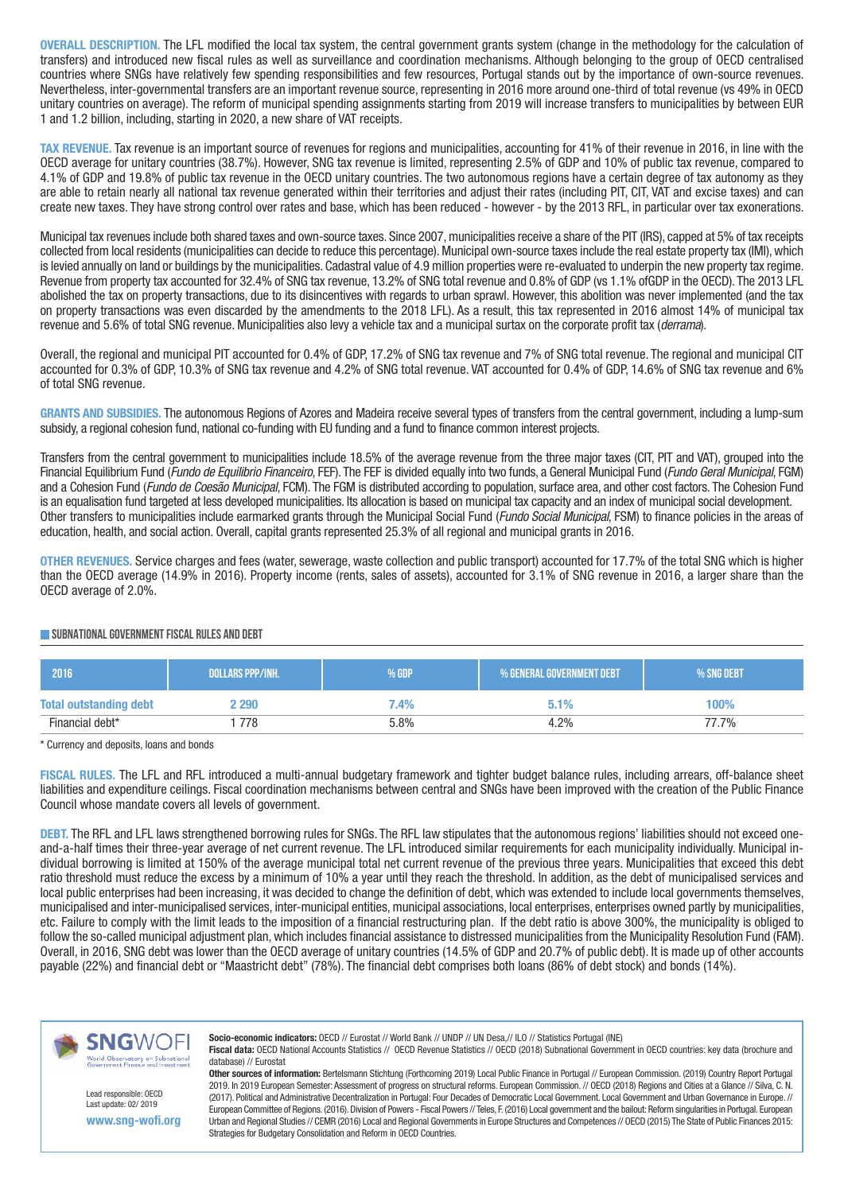**OVERALL DESCRIPTION.** The LFL modified the local tax system, the central government grants system (change in the methodology for the calculation of transfers) and introduced new fiscal rules as well as surveillance and coordination mechanisms. Although belonging to the group of OECD centralised countries where SNGs have relatively few spending responsibilities and few resources, Portugal stands out by the importance of own-source revenues. Nevertheless, inter-governmental transfers are an important revenue source, representing in 2016 more around one-third of total revenue (vs 49% in OECD unitary countries on average). The reform of municipal spending assignments starting from 2019 will increase transfers to municipalities by between EUR 1 and 1.2 billion, including, starting in 2020, a new share of VAT receipts.

**TAX REVENUE.** Tax revenue is an important source of revenues for regions and municipalities, accounting for 41% of their revenue in 2016, in line with the OECD average for unitary countries (38.7%). However, SNG tax revenue is limited, representing 2.5% of GDP and 10% of public tax revenue, compared to 4.1% of GDP and 19.8% of public tax revenue in the OECD unitary countries. The two autonomous regions have a certain degree of tax autonomy as they are able to retain nearly all national tax revenue generated within their territories and adjust their rates (including PIT, CIT, VAT and excise taxes) and can create new taxes. They have strong control over rates and base, which has been reduced - however - by the 2013 RFL, in particular over tax exonerations.

Municipal tax revenues include both shared taxes and own-source taxes. Since 2007, municipalities receive a share of the PIT (IRS), capped at 5% of tax receipts collected from local residents (municipalities can decide to reduce this percentage). Municipal own-source taxes include the real estate property tax (IMI), which is levied annually on land or buildings by the municipalities. Cadastral value of 4.9 million properties were re-evaluated to underpin the new property tax regime. Revenue from property tax accounted for 32.4% of SNG tax revenue, 13.2% of SNG total revenue and 0.8% of GDP (vs 1.1% ofGDP in the OECD). The 2013 LFL abolished the tax on property transactions, due to its disincentives with regards to urban sprawl. However, this abolition was never implemented (and the tax on property transactions was even discarded by the amendments to the 2018 LFL). As a result, this tax represented in 2016 almost 14% of municipal tax revenue and 5.6% of total SNG revenue. Municipalities also levy a vehicle tax and a municipal surtax on the corporate profit tax (*derrama*).

Overall, the regional and municipal PIT accounted for 0.4% of GDP, 17.2% of SNG tax revenue and 7% of SNG total revenue. The regional and municipal CIT accounted for 0.3% of GDP, 10.3% of SNG tax revenue and 4.2% of SNG total revenue. VAT accounted for 0.4% of GDP, 14.6% of SNG tax revenue and 6% of total SNG revenue.

**GRANTS AND SUBSIDIES.** The autonomous Regions of Azores and Madeira receive several types of transfers from the central government, including a lump-sum subsidy, a regional cohesion fund, national co-funding with EU funding and a fund to finance common interest projects.

Transfers from the central government to municipalities include 18.5% of the average revenue from the three major taxes (CIT, PIT and VAT), grouped into the Financial Equilibrium Fund (*Fundo de Equilibrio Financeiro*, FEF). The FEF is divided equally into two funds, a General Municipal Fund (*Fundo Geral Municipal*, FGM) and a Cohesion Fund (*Fundo de Coesão Municipal*, FCM). The FGM is distributed according to population, surface area, and other cost factors. The Cohesion Fund is an equalisation fund targeted at less developed municipalities. Its allocation is based on municipal tax capacity and an index of municipal social development. Other transfers to municipalities include earmarked grants through the Municipal Social Fund (*Fundo Social Municipal*, FSM) to finance policies in the areas of education, health, and social action. Overall, capital grants represented 25.3% of all regional and municipal grants in 2016.

**OTHER REVENUES.** Service charges and fees (water, sewerage, waste collection and public transport) accounted for 17.7% of the total SNG which is higher than the OECD average (14.9% in 2016). Property income (rents, sales of assets), accounted for 3.1% of SNG revenue in 2016, a larger share than the OECD average of 2.0%.

## SUBNATIONAL GOVERNMENT FISCAL RULES AND DEBT

| 2016 | DOLLARS PPP/INH. | % GDP | % GENERAL GOVERNMENT DEBT | % SNG DEBT |
|---|---|---|---|---|
| **Total outstanding debt** | **2 290** | **7.4%** | **5.1%** | **100%** |
| Financial debt* | 1 778 | 5.8% | 4.2% | 77.7% |

\* Currency and deposits, loans and bonds

**FISCAL RULES.** The LFL and RFL introduced a multi-annual budgetary framework and tighter budget balance rules, including arrears, off-balance sheet liabilities and expenditure ceilings. Fiscal coordination mechanisms between central and SNGs have been improved with the creation of the Public Finance Council whose mandate covers all levels of government.

**DEBT.** The RFL and LFL laws strengthened borrowing rules for SNGs. The RFL law stipulates that the autonomous regions' liabilities should not exceed one-and-a-half times their three-year average of net current revenue. The LFL introduced similar requirements for each municipality individually. Municipal individual borrowing is limited at 150% of the average municipal total net current revenue of the previous three years. Municipalities that exceed this debt ratio threshold must reduce the excess by a minimum of 10% a year until they reach the threshold. In addition, as the debt of municipalised services and local public enterprises had been increasing, it was decided to change the definition of debt, which was extended to include local governments themselves, municipalised and inter-municipalised services, inter-municipal entities, municipal associations, local enterprises, enterprises owned partly by municipalities, etc. Failure to comply with the limit leads to the imposition of a financial restructuring plan. If the debt ratio is above 300%, the municipality is obliged to follow the so-called municipal adjustment plan, which includes financial assistance to distressed municipalities from the Municipality Resolution Fund (FAM). Overall, in 2016, SNG debt was lower than the OECD average of unitary countries (14.5% of GDP and 20.7% of public debt). It is made up of other accounts payable (22%) and financial debt or "Maastricht debt" (78%). The financial debt comprises both loans (86% of debt stock) and bonds (14%).

SNGWOFI
World Observatory on Subnational Government Finance and Investment

Lead responsible: OECD
Last update: 02/ 2019
**www.sng-wofi.org**

**Socio-economic indicators:** OECD // Eurostat // World Bank // UNDP // UN Desa,// ILO // Statistics Portugal (INE)
**Fiscal data:** OECD National Accounts Statistics // OECD Revenue Statistics // OECD (2018) Subnational Government in OECD countries: key data (brochure and database) // Eurostat
**Other sources of information:** Bertelsmann Stichtung (Forthcoming 2019) Local Public Finance in Portugal // European Commission. (2019) Country Report Portugal 2019. In 2019 European Semester: Assessment of progress on structural reforms. European Commission. // OECD (2018) Regions and Cities at a Glance // Silva, C. N. (2017). Political and Administrative Decentralization in Portugal: Four Decades of Democratic Local Government. Local Government and Urban Governance in Europe. // European Committee of Regions. (2016). Division of Powers - Fiscal Powers // Teles, F. (2016) Local government and the bailout: Reform singularities in Portugal. European Urban and Regional Studies // CEMR (2016) Local and Regional Governments in Europe Structures and Competences // OECD (2015) The State of Public Finances 2015: Strategies for Budgetary Consolidation and Reform in OECD Countries.